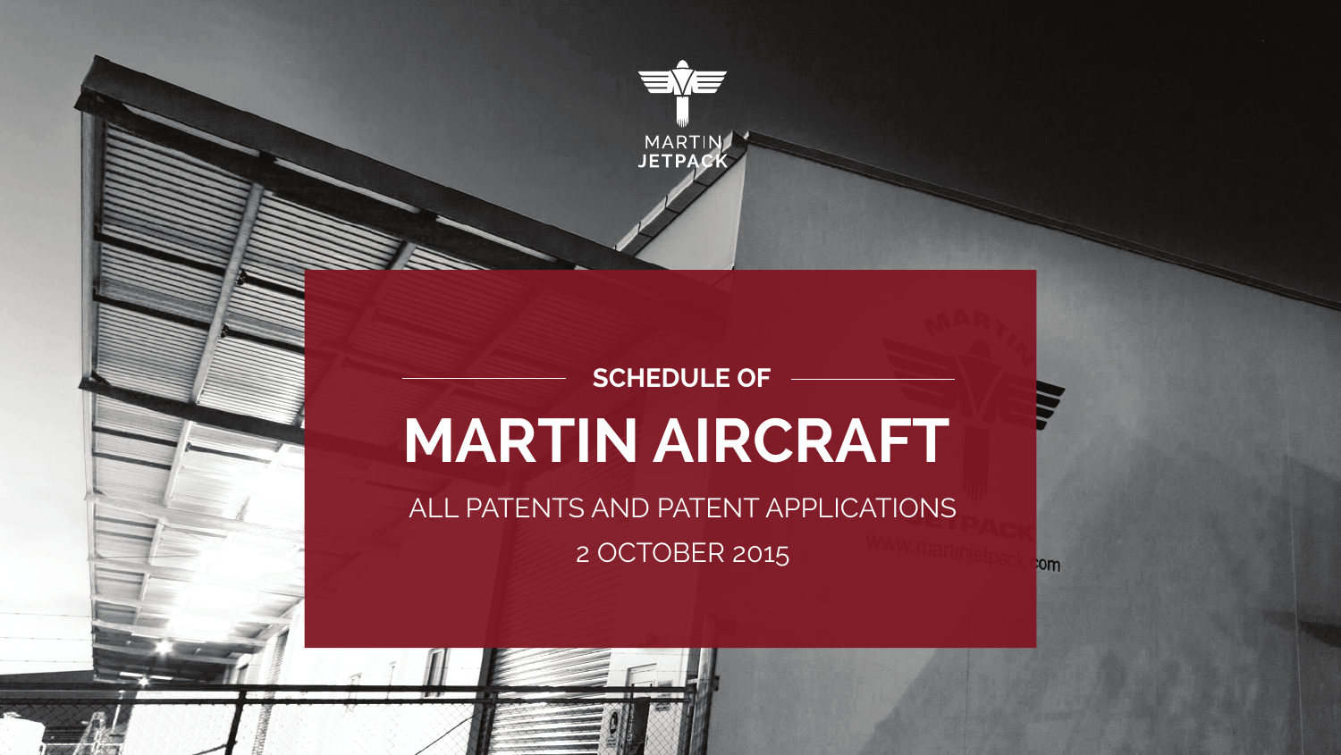MARTIN JETPACK

SCHEDULE OF

# MARTIN AIRCRAFT

ALL PATENTS AND PATENT APPLICATIONS

2 OCTOBER 2015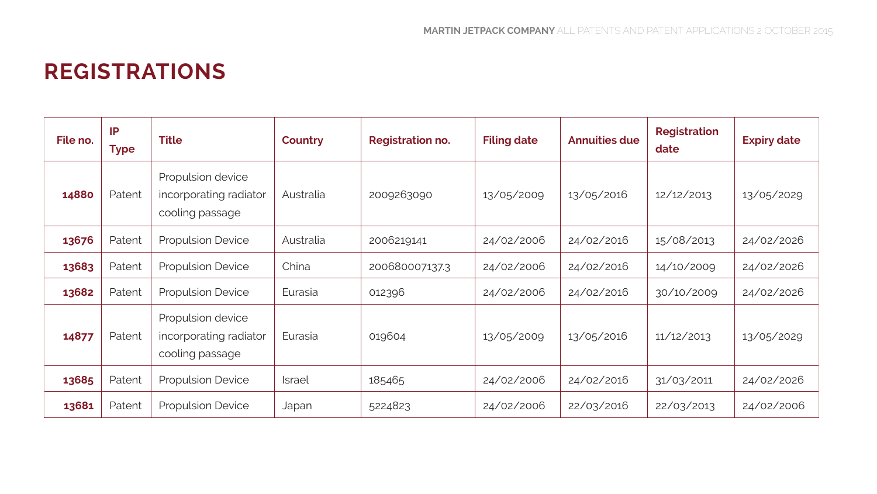# REGISTRATIONS

| File no. | IP Type | Title | Country | Registration no. | Filing date | Annuities due | Registration date | Expiry date |
|---|---|---|---|---|---|---|---|---|
| **14880** | Patent | Propulsion device incorporating radiator cooling passage | Australia | 2009263090 | 13/05/2009 | 13/05/2016 | 12/12/2013 | 13/05/2029 |
| **13676** | Patent | Propulsion Device | Australia | 2006219141 | 24/02/2006 | 24/02/2016 | 15/08/2013 | 24/02/2026 |
| **13683** | Patent | Propulsion Device | China | 200680007137.3 | 24/02/2006 | 24/02/2016 | 14/10/2009 | 24/02/2026 |
| **13682** | Patent | Propulsion Device | Eurasia | 012396 | 24/02/2006 | 24/02/2016 | 30/10/2009 | 24/02/2026 |
| **14877** | Patent | Propulsion device incorporating radiator cooling passage | Eurasia | 019604 | 13/05/2009 | 13/05/2016 | 11/12/2013 | 13/05/2029 |
| **13685** | Patent | Propulsion Device | Israel | 185465 | 24/02/2006 | 24/02/2016 | 31/03/2011 | 24/02/2026 |
| **13681** | Patent | Propulsion Device | Japan | 5224823 | 24/02/2006 | 22/03/2016 | 22/03/2013 | 24/02/2006 |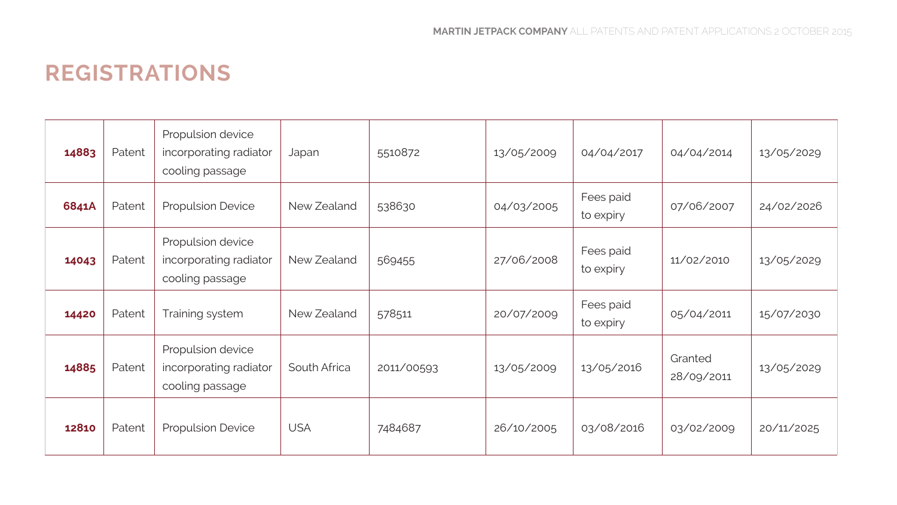# REGISTRATIONS

| | | | | | | | | |
|---|---|---|---|---|---|---|---|---|
| **14883** | Patent | Propulsion device incorporating radiator cooling passage | Japan | 5510872 | 13/05/2009 | 04/04/2017 | 04/04/2014 | 13/05/2029 |
| **6841A** | Patent | Propulsion Device | New Zealand | 538630 | 04/03/2005 | Fees paid to expiry | 07/06/2007 | 24/02/2026 |
| **14043** | Patent | Propulsion device incorporating radiator cooling passage | New Zealand | 569455 | 27/06/2008 | Fees paid to expiry | 11/02/2010 | 13/05/2029 |
| **14420** | Patent | Training system | New Zealand | 578511 | 20/07/2009 | Fees paid to expiry | 05/04/2011 | 15/07/2030 |
| **14885** | Patent | Propulsion device incorporating radiator cooling passage | South Africa | 2011/00593 | 13/05/2009 | 13/05/2016 | Granted 28/09/2011 | 13/05/2029 |
| **12810** | Patent | Propulsion Device | USA | 7484687 | 26/10/2005 | 03/08/2016 | 03/02/2009 | 20/11/2025 |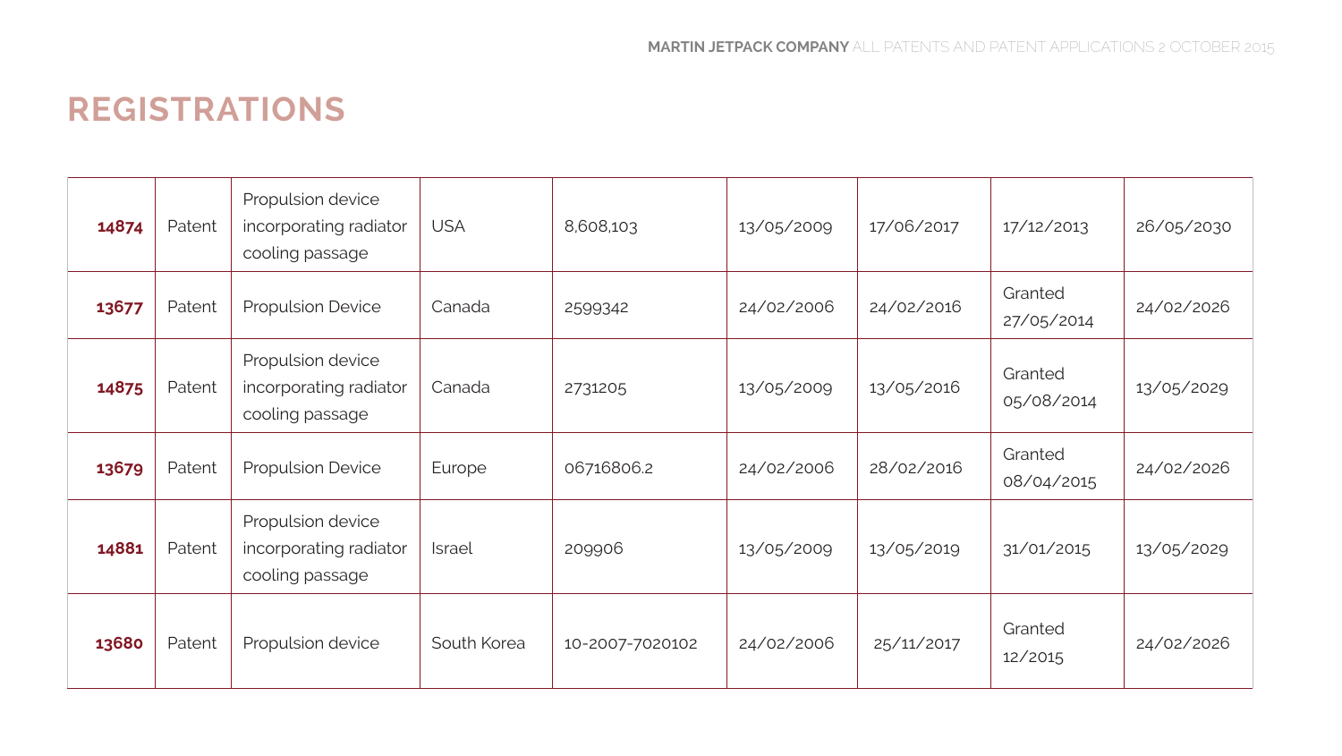## REGISTRATIONS

| | | | | | | | | |
|---|---|---|---|---|---|---|---|---|
| **14874** | Patent | Propulsion device incorporating radiator cooling passage | USA | 8,608,103 | 13/05/2009 | 17/06/2017 | 17/12/2013 | 26/05/2030 |
| **13677** | Patent | Propulsion Device | Canada | 2599342 | 24/02/2006 | 24/02/2016 | Granted 27/05/2014 | 24/02/2026 |
| **14875** | Patent | Propulsion device incorporating radiator cooling passage | Canada | 2731205 | 13/05/2009 | 13/05/2016 | Granted 05/08/2014 | 13/05/2029 |
| **13679** | Patent | Propulsion Device | Europe | 06716806.2 | 24/02/2006 | 28/02/2016 | Granted 08/04/2015 | 24/02/2026 |
| **14881** | Patent | Propulsion device incorporating radiator cooling passage | Israel | 209906 | 13/05/2009 | 13/05/2019 | 31/01/2015 | 13/05/2029 |
| **13680** | Patent | Propulsion device | South Korea | 10-2007-7020102 | 24/02/2006 | 25/11/2017 | Granted 12/2015 | 24/02/2026 |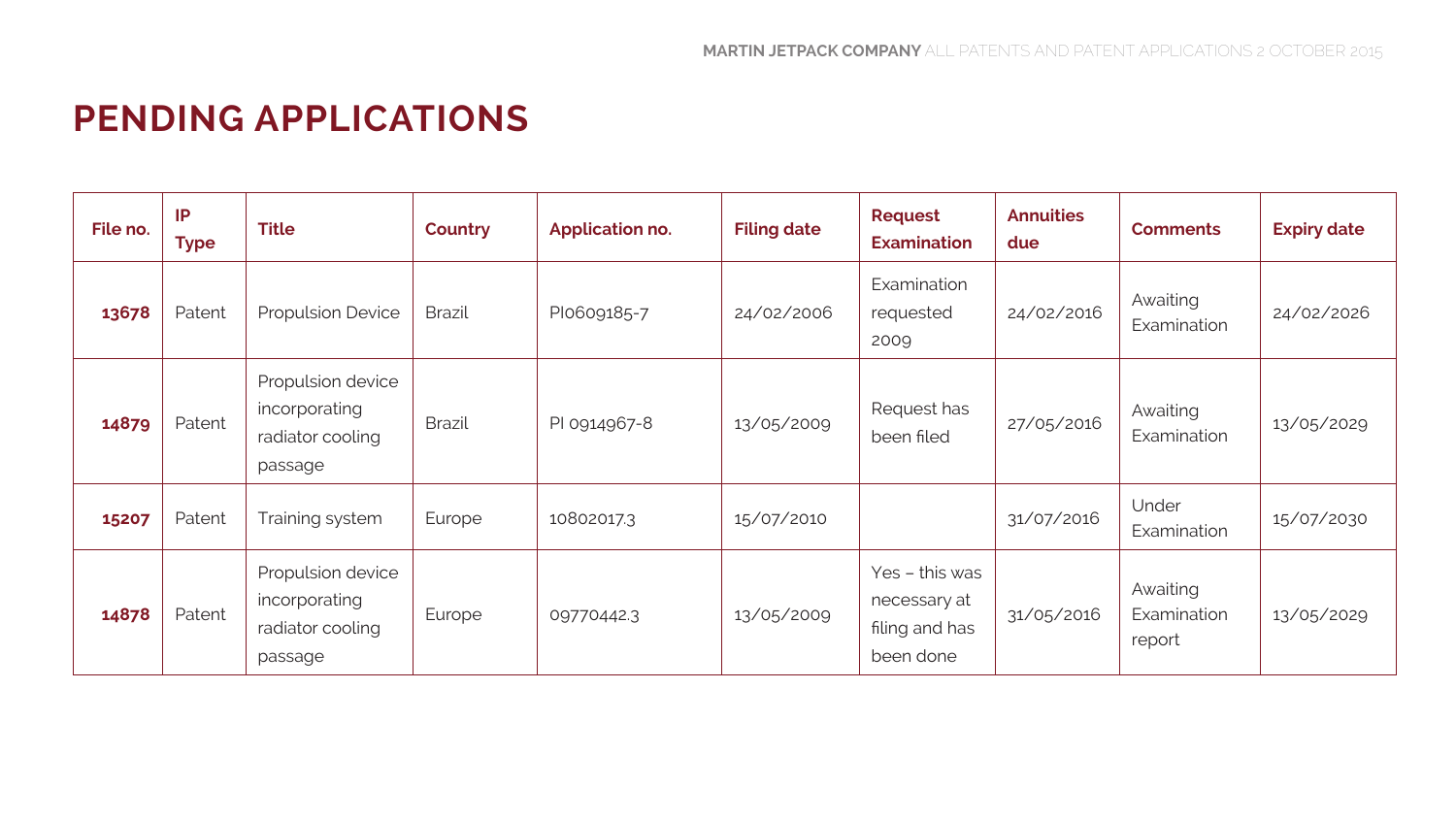# PENDING APPLICATIONS

| File no. | IP Type | Title | Country | Application no. | Filing date | Request Examination | Annuities due | Comments | Expiry date |
|---|---|---|---|---|---|---|---|---|---|
| **13678** | Patent | Propulsion Device | Brazil | PI0609185-7 | 24/02/2006 | Examination requested 2009 | 24/02/2016 | Awaiting Examination | 24/02/2026 |
| **14879** | Patent | Propulsion device incorporating radiator cooling passage | Brazil | PI 0914967-8 | 13/05/2009 | Request has been filed | 27/05/2016 | Awaiting Examination | 13/05/2029 |
| **15207** | Patent | Training system | Europe | 10802017.3 | 15/07/2010 | | 31/07/2016 | Under Examination | 15/07/2030 |
| **14878** | Patent | Propulsion device incorporating radiator cooling passage | Europe | 09770442.3 | 13/05/2009 | Yes – this was necessary at filing and has been done | 31/05/2016 | Awaiting Examination report | 13/05/2029 |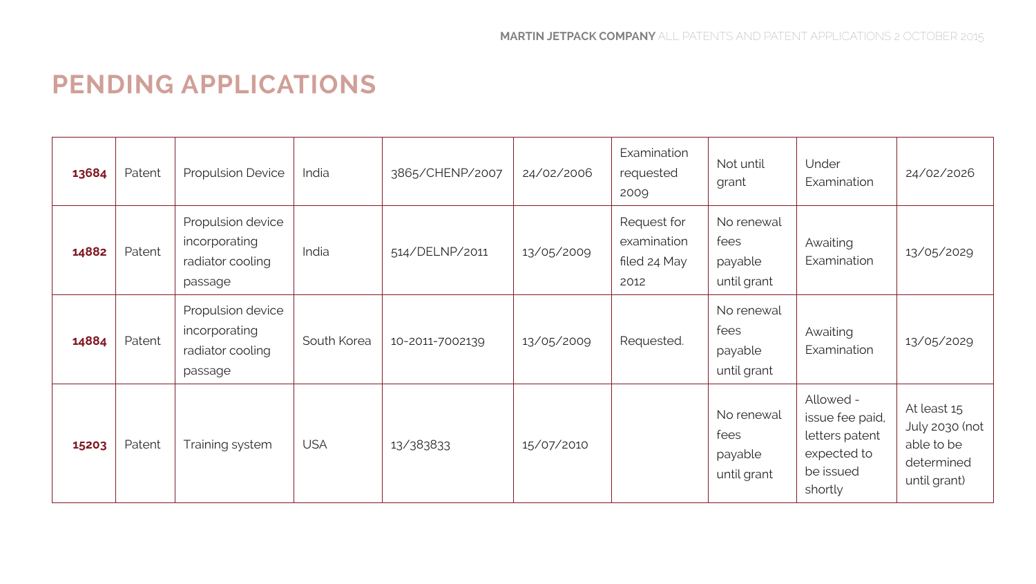# PENDING APPLICATIONS

| | | | | | | | | | |
|---|---|---|---|---|---|---|---|---|---|
| **13684** | Patent | Propulsion Device | India | 3865/CHENP/2007 | 24/02/2006 | Examination requested 2009 | Not until grant | Under Examination | 24/02/2026 |
| **14882** | Patent | Propulsion device incorporating radiator cooling passage | India | 514/DELNP/2011 | 13/05/2009 | Request for examination filed 24 May 2012 | No renewal fees payable until grant | Awaiting Examination | 13/05/2029 |
| **14884** | Patent | Propulsion device incorporating radiator cooling passage | South Korea | 10-2011-7002139 | 13/05/2009 | Requested. | No renewal fees payable until grant | Awaiting Examination | 13/05/2029 |
| **15203** | Patent | Training system | USA | 13/383833 | 15/07/2010 | | No renewal fees payable until grant | Allowed - issue fee paid, letters patent expected to be issued shortly | At least 15 July 2030 (not able to be determined until grant) |